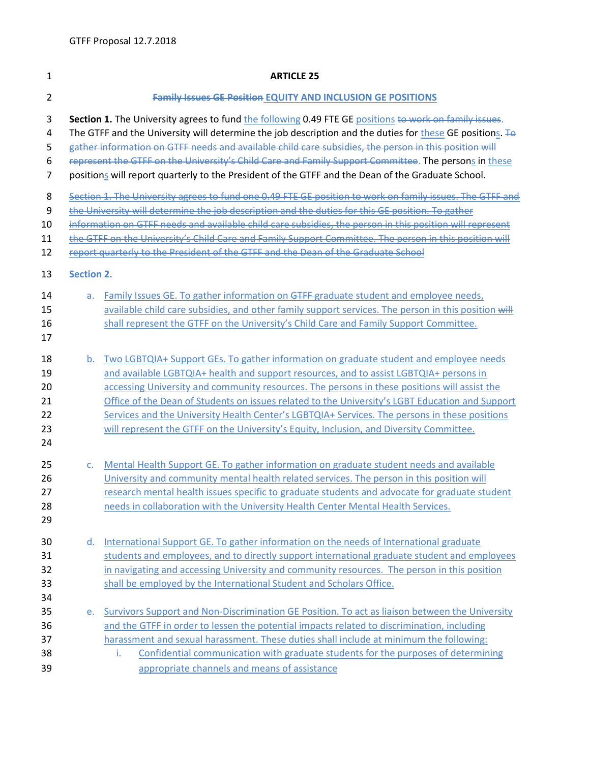# ARTICLE 25

## ~~Family Issues GE Position~~ EQUITY AND INCLUSION GE POSITIONS

**Section 1.** The University agrees to fund the following 0.49 FTE GE positions ~~to work on family issues.~~ The GTFF and the University will determine the job description and the duties for these GE positions. ~~To gather information on GTFF needs and available child care subsidies, the person in this position will represent the GTFF on the University's Child Care and Family Support Committee.~~ The persons in these positions will report quarterly to the President of the GTFF and the Dean of the Graduate School.

~~Section 1. The University agrees to fund one 0.49 FTE GE position to work on family issues. The GTFF and the University will determine the job description and the duties for this GE position. To gather information on GTFF needs and available child care subsidies, the person in this position will represent the GTFF on the University's Child Care and Family Support Committee. The person in this position will report quarterly to the President of the GTFF and the Dean of the Graduate School~~

**Section 2.**

a. Family Issues GE. To gather information on ~~GTFF~~ graduate student and employee needs, available child care subsidies, and other family support services. The person in this position ~~will~~ shall represent the GTFF on the University's Child Care and Family Support Committee.

b. Two LGBTQIA+ Support GEs. To gather information on graduate student and employee needs and available LGBTQIA+ health and support resources, and to assist LGBTQIA+ persons in accessing University and community resources. The persons in these positions will assist the Office of the Dean of Students on issues related to the University's LGBT Education and Support Services and the University Health Center's LGBTQIA+ Services. The persons in these positions will represent the GTFF on the University's Equity, Inclusion, and Diversity Committee.

c. Mental Health Support GE. To gather information on graduate student needs and available University and community mental health related services. The person in this position will research mental health issues specific to graduate students and advocate for graduate student needs in collaboration with the University Health Center Mental Health Services.

d. International Support GE. To gather information on the needs of International graduate students and employees, and to directly support international graduate student and employees in navigating and accessing University and community resources. The person in this position shall be employed by the International Student and Scholars Office.

e. Survivors Support and Non-Discrimination GE Position. To act as liaison between the University and the GTFF in order to lessen the potential impacts related to discrimination, including harassment and sexual harassment. These duties shall include at minimum the following:
   i. Confidential communication with graduate students for the purposes of determining appropriate channels and means of assistance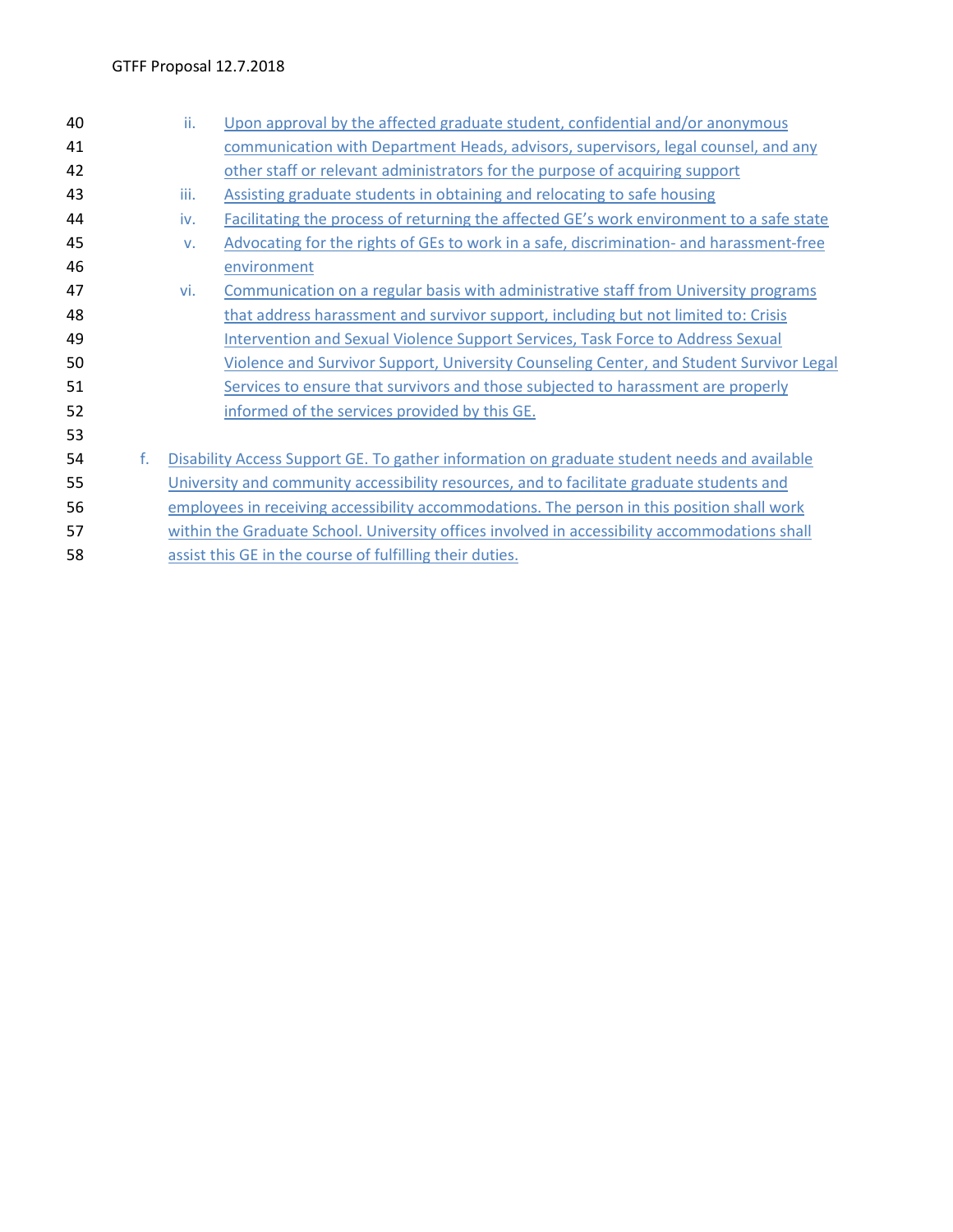ii. Upon approval by the affected graduate student, confidential and/or anonymous communication with Department Heads, advisors, supervisors, legal counsel, and any other staff or relevant administrators for the purpose of acquiring support

iii. Assisting graduate students in obtaining and relocating to safe housing

iv. Facilitating the process of returning the affected GE's work environment to a safe state

v. Advocating for the rights of GEs to work in a safe, discrimination- and harassment-free environment

vi. Communication on a regular basis with administrative staff from University programs that address harassment and survivor support, including but not limited to: Crisis Intervention and Sexual Violence Support Services, Task Force to Address Sexual Violence and Survivor Support, University Counseling Center, and Student Survivor Legal Services to ensure that survivors and those subjected to harassment are properly informed of the services provided by this GE.

f. Disability Access Support GE. To gather information on graduate student needs and available University and community accessibility resources, and to facilitate graduate students and employees in receiving accessibility accommodations. The person in this position shall work within the Graduate School. University offices involved in accessibility accommodations shall assist this GE in the course of fulfilling their duties.